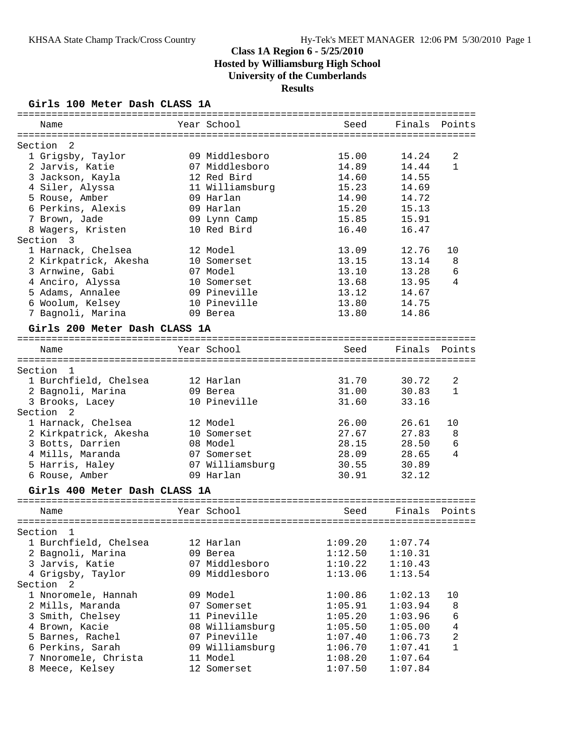# Class 1A Region 6 - 5/25/2010
## Hosted by Williamsburg High School
## University of the Cumberlands
## Results

### Girls 100 Meter Dash CLASS 1A

| Name | Year | School | Seed | Finals | Points |
|---|---|---|---|---|---|
| **Section 2** | | | | | |
| 1 Grigsby, Taylor | 09 | Middlesboro | 15.00 | 14.24 | 2 |
| 2 Jarvis, Katie | 07 | Middlesboro | 14.89 | 14.44 | 1 |
| 3 Jackson, Kayla | 12 | Red Bird | 14.60 | 14.55 | |
| 4 Siler, Alyssa | 11 | Williamsburg | 15.23 | 14.69 | |
| 5 Rouse, Amber | 09 | Harlan | 14.90 | 14.72 | |
| 6 Perkins, Alexis | 09 | Harlan | 15.20 | 15.13 | |
| 7 Brown, Jade | 09 | Lynn Camp | 15.85 | 15.91 | |
| 8 Wagers, Kristen | 10 | Red Bird | 16.40 | 16.47 | |
| **Section 3** | | | | | |
| 1 Harnack, Chelsea | 12 | Model | 13.09 | 12.76 | 10 |
| 2 Kirkpatrick, Akesha | 10 | Somerset | 13.15 | 13.14 | 8 |
| 3 Arnwine, Gabi | 07 | Model | 13.10 | 13.28 | 6 |
| 4 Anciro, Alyssa | 10 | Somerset | 13.68 | 13.95 | 4 |
| 5 Adams, Annalee | 09 | Pineville | 13.12 | 14.67 | |
| 6 Woolum, Kelsey | 10 | Pineville | 13.80 | 14.75 | |
| 7 Bagnoli, Marina | 09 | Berea | 13.80 | 14.86 | |

### Girls 200 Meter Dash CLASS 1A

| Name | Year | School | Seed | Finals | Points |
|---|---|---|---|---|---|
| **Section 1** | | | | | |
| 1 Burchfield, Chelsea | 12 | Harlan | 31.70 | 30.72 | 2 |
| 2 Bagnoli, Marina | 09 | Berea | 31.00 | 30.83 | 1 |
| 3 Brooks, Lacey | 10 | Pineville | 31.60 | 33.16 | |
| **Section 2** | | | | | |
| 1 Harnack, Chelsea | 12 | Model | 26.00 | 26.61 | 10 |
| 2 Kirkpatrick, Akesha | 10 | Somerset | 27.67 | 27.83 | 8 |
| 3 Botts, Darrien | 08 | Model | 28.15 | 28.50 | 6 |
| 4 Mills, Maranda | 07 | Somerset | 28.09 | 28.65 | 4 |
| 5 Harris, Haley | 07 | Williamsburg | 30.55 | 30.89 | |
| 6 Rouse, Amber | 09 | Harlan | 30.91 | 32.12 | |

### Girls 400 Meter Dash CLASS 1A

| Name | Year | School | Seed | Finals | Points |
|---|---|---|---|---|---|
| **Section 1** | | | | | |
| 1 Burchfield, Chelsea | 12 | Harlan | 1:09.20 | 1:07.74 | |
| 2 Bagnoli, Marina | 09 | Berea | 1:12.50 | 1:10.31 | |
| 3 Jarvis, Katie | 07 | Middlesboro | 1:10.22 | 1:10.43 | |
| 4 Grigsby, Taylor | 09 | Middlesboro | 1:13.06 | 1:13.54 | |
| **Section 2** | | | | | |
| 1 Nnoromele, Hannah | 09 | Model | 1:00.86 | 1:02.13 | 10 |
| 2 Mills, Maranda | 07 | Somerset | 1:05.91 | 1:03.94 | 8 |
| 3 Smith, Chelsey | 11 | Pineville | 1:05.20 | 1:03.96 | 6 |
| 4 Brown, Kacie | 08 | Williamsburg | 1:05.50 | 1:05.00 | 4 |
| 5 Barnes, Rachel | 07 | Pineville | 1:07.40 | 1:06.73 | 2 |
| 6 Perkins, Sarah | 09 | Williamsburg | 1:06.70 | 1:07.41 | 1 |
| 7 Nnoromele, Christa | 11 | Model | 1:08.20 | 1:07.64 | |
| 8 Meece, Kelsey | 12 | Somerset | 1:07.50 | 1:07.84 | |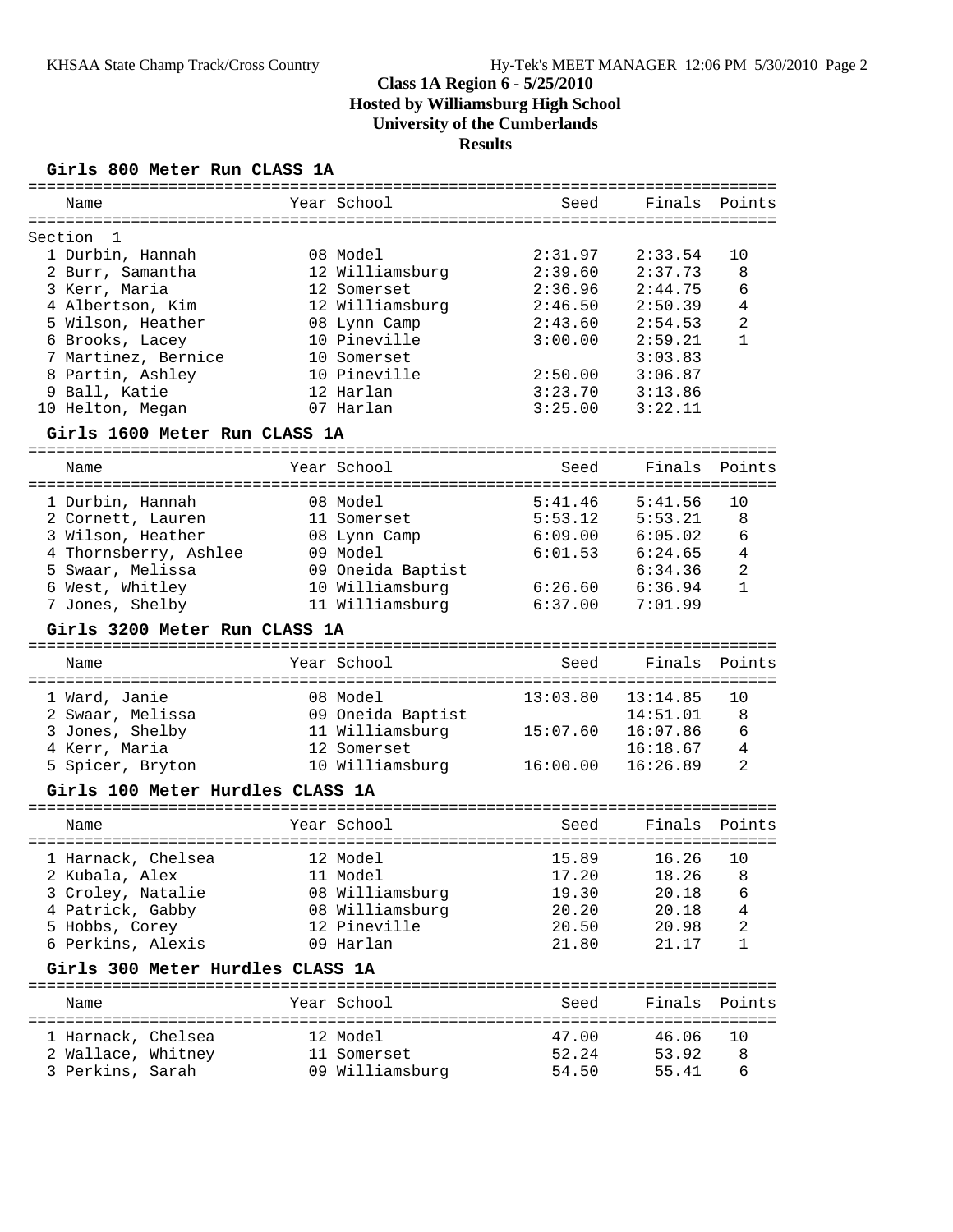# Class 1A Region 6 - 5/25/2010
## Hosted by Williamsburg High School
## University of the Cumberlands
## Results

### Girls 800 Meter Run CLASS 1A

Section 1

| Place | Name | Year | School | Seed | Finals | Points |
|---|---|---|---|---|---|---|
| 1 | Durbin, Hannah | 08 | Model | 2:31.97 | 2:33.54 | 10 |
| 2 | Burr, Samantha | 12 | Williamsburg | 2:39.60 | 2:37.73 | 8 |
| 3 | Kerr, Maria | 12 | Somerset | 2:36.96 | 2:44.75 | 6 |
| 4 | Albertson, Kim | 12 | Williamsburg | 2:46.50 | 2:50.39 | 4 |
| 5 | Wilson, Heather | 08 | Lynn Camp | 2:43.60 | 2:54.53 | 2 |
| 6 | Brooks, Lacey | 10 | Pineville | 3:00.00 | 2:59.21 | 1 |
| 7 | Martinez, Bernice | 10 | Somerset | | 3:03.83 | |
| 8 | Partin, Ashley | 10 | Pineville | 2:50.00 | 3:06.87 | |
| 9 | Ball, Katie | 12 | Harlan | 3:23.70 | 3:13.86 | |
| 10 | Helton, Megan | 07 | Harlan | 3:25.00 | 3:22.11 | |

### Girls 1600 Meter Run CLASS 1A

| Place | Name | Year | School | Seed | Finals | Points |
|---|---|---|---|---|---|---|
| 1 | Durbin, Hannah | 08 | Model | 5:41.46 | 5:41.56 | 10 |
| 2 | Cornett, Lauren | 11 | Somerset | 5:53.12 | 5:53.21 | 8 |
| 3 | Wilson, Heather | 08 | Lynn Camp | 6:09.00 | 6:05.02 | 6 |
| 4 | Thornsberry, Ashlee | 09 | Model | 6:01.53 | 6:24.65 | 4 |
| 5 | Swaar, Melissa | 09 | Oneida Baptist | | 6:34.36 | 2 |
| 6 | West, Whitley | 10 | Williamsburg | 6:26.60 | 6:36.94 | 1 |
| 7 | Jones, Shelby | 11 | Williamsburg | 6:37.00 | 7:01.99 | |

### Girls 3200 Meter Run CLASS 1A

| Place | Name | Year | School | Seed | Finals | Points |
|---|---|---|---|---|---|---|
| 1 | Ward, Janie | 08 | Model | 13:03.80 | 13:14.85 | 10 |
| 2 | Swaar, Melissa | 09 | Oneida Baptist | | 14:51.01 | 8 |
| 3 | Jones, Shelby | 11 | Williamsburg | 15:07.60 | 16:07.86 | 6 |
| 4 | Kerr, Maria | 12 | Somerset | | 16:18.67 | 4 |
| 5 | Spicer, Bryton | 10 | Williamsburg | 16:00.00 | 16:26.89 | 2 |

### Girls 100 Meter Hurdles CLASS 1A

| Place | Name | Year | School | Seed | Finals | Points |
|---|---|---|---|---|---|---|
| 1 | Harnack, Chelsea | 12 | Model | 15.89 | 16.26 | 10 |
| 2 | Kubala, Alex | 11 | Model | 17.20 | 18.26 | 8 |
| 3 | Croley, Natalie | 08 | Williamsburg | 19.30 | 20.18 | 6 |
| 4 | Patrick, Gabby | 08 | Williamsburg | 20.20 | 20.18 | 4 |
| 5 | Hobbs, Corey | 12 | Pineville | 20.50 | 20.98 | 2 |
| 6 | Perkins, Alexis | 09 | Harlan | 21.80 | 21.17 | 1 |

### Girls 300 Meter Hurdles CLASS 1A

| Place | Name | Year | School | Seed | Finals | Points |
|---|---|---|---|---|---|---|
| 1 | Harnack, Chelsea | 12 | Model | 47.00 | 46.06 | 10 |
| 2 | Wallace, Whitney | 11 | Somerset | 52.24 | 53.92 | 8 |
| 3 | Perkins, Sarah | 09 | Williamsburg | 54.50 | 55.41 | 6 |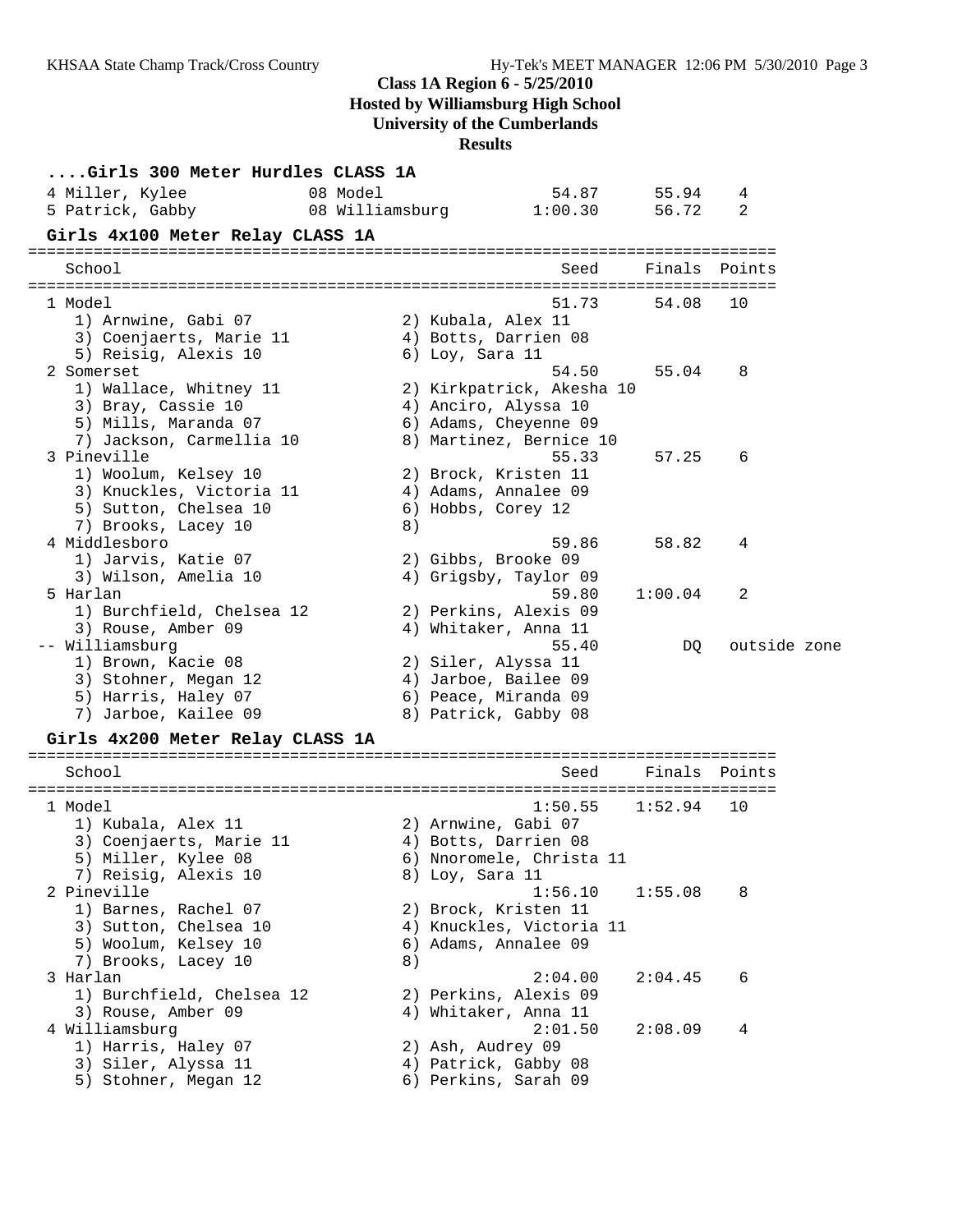# Class 1A Region 6 - 5/25/2010
## Hosted by Williamsburg High School
## University of the Cumberlands
## Results

### ....Girls 300 Meter Hurdles CLASS 1A

| Place | Name | Year | School | Seed | Finals | Points |
|---|---|---|---|---|---|---|
| 4 | Miller, Kylee | 08 | Model | 54.87 | 55.94 | 4 |
| 5 | Patrick, Gabby | 08 | Williamsburg | 1:00.30 | 56.72 | 2 |

### Girls 4x100 Meter Relay CLASS 1A

| Place | School | Seed | Finals | Points |
|---|---|---|---|---|
| 1 | Model | 51.73 | 54.08 | 10 |
| | 1) Arnwine, Gabi 07; 2) Kubala, Alex 11; 3) Coenjaerts, Marie 11; 4) Botts, Darrien 08; 5) Reisig, Alexis 10; 6) Loy, Sara 11 | | | |
| 2 | Somerset | 54.50 | 55.04 | 8 |
| | 1) Wallace, Whitney 11; 2) Kirkpatrick, Akesha 10; 3) Bray, Cassie 10; 4) Anciro, Alyssa 10; 5) Mills, Maranda 07; 6) Adams, Cheyenne 09; 7) Jackson, Carmellia 10; 8) Martinez, Bernice 10 | | | |
| 3 | Pineville | 55.33 | 57.25 | 6 |
| | 1) Woolum, Kelsey 10; 2) Brock, Kristen 11; 3) Knuckles, Victoria 11; 4) Adams, Annalee 09; 5) Sutton, Chelsea 10; 6) Hobbs, Corey 12; 7) Brooks, Lacey 10; 8) | | | |
| 4 | Middlesboro | 59.86 | 58.82 | 4 |
| | 1) Jarvis, Katie 07; 2) Gibbs, Brooke 09; 3) Wilson, Amelia 10; 4) Grigsby, Taylor 09 | | | |
| 5 | Harlan | 59.80 | 1:00.04 | 2 |
| | 1) Burchfield, Chelsea 12; 2) Perkins, Alexis 09; 3) Rouse, Amber 09; 4) Whitaker, Anna 11 | | | |
| -- | Williamsburg | 55.40 | DQ | outside zone |
| | 1) Brown, Kacie 08; 2) Siler, Alyssa 11; 3) Stohner, Megan 12; 4) Jarboe, Bailee 09; 5) Harris, Haley 07; 6) Peace, Miranda 09; 7) Jarboe, Kailee 09; 8) Patrick, Gabby 08 | | | |

### Girls 4x200 Meter Relay CLASS 1A

| Place | School | Seed | Finals | Points |
|---|---|---|---|---|
| 1 | Model | 1:50.55 | 1:52.94 | 10 |
| | 1) Kubala, Alex 11; 2) Arnwine, Gabi 07; 3) Coenjaerts, Marie 11; 4) Botts, Darrien 08; 5) Miller, Kylee 08; 6) Nnoromele, Christa 11; 7) Reisig, Alexis 10; 8) Loy, Sara 11 | | | |
| 2 | Pineville | 1:56.10 | 1:55.08 | 8 |
| | 1) Barnes, Rachel 07; 2) Brock, Kristen 11; 3) Sutton, Chelsea 10; 4) Knuckles, Victoria 11; 5) Woolum, Kelsey 10; 6) Adams, Annalee 09; 7) Brooks, Lacey 10; 8) | | | |
| 3 | Harlan | 2:04.00 | 2:04.45 | 6 |
| | 1) Burchfield, Chelsea 12; 2) Perkins, Alexis 09; 3) Rouse, Amber 09; 4) Whitaker, Anna 11 | | | |
| 4 | Williamsburg | 2:01.50 | 2:08.09 | 4 |
| | 1) Harris, Haley 07; 2) Ash, Audrey 09; 3) Siler, Alyssa 11; 4) Patrick, Gabby 08; 5) Stohner, Megan 12; 6) Perkins, Sarah 09 | | | |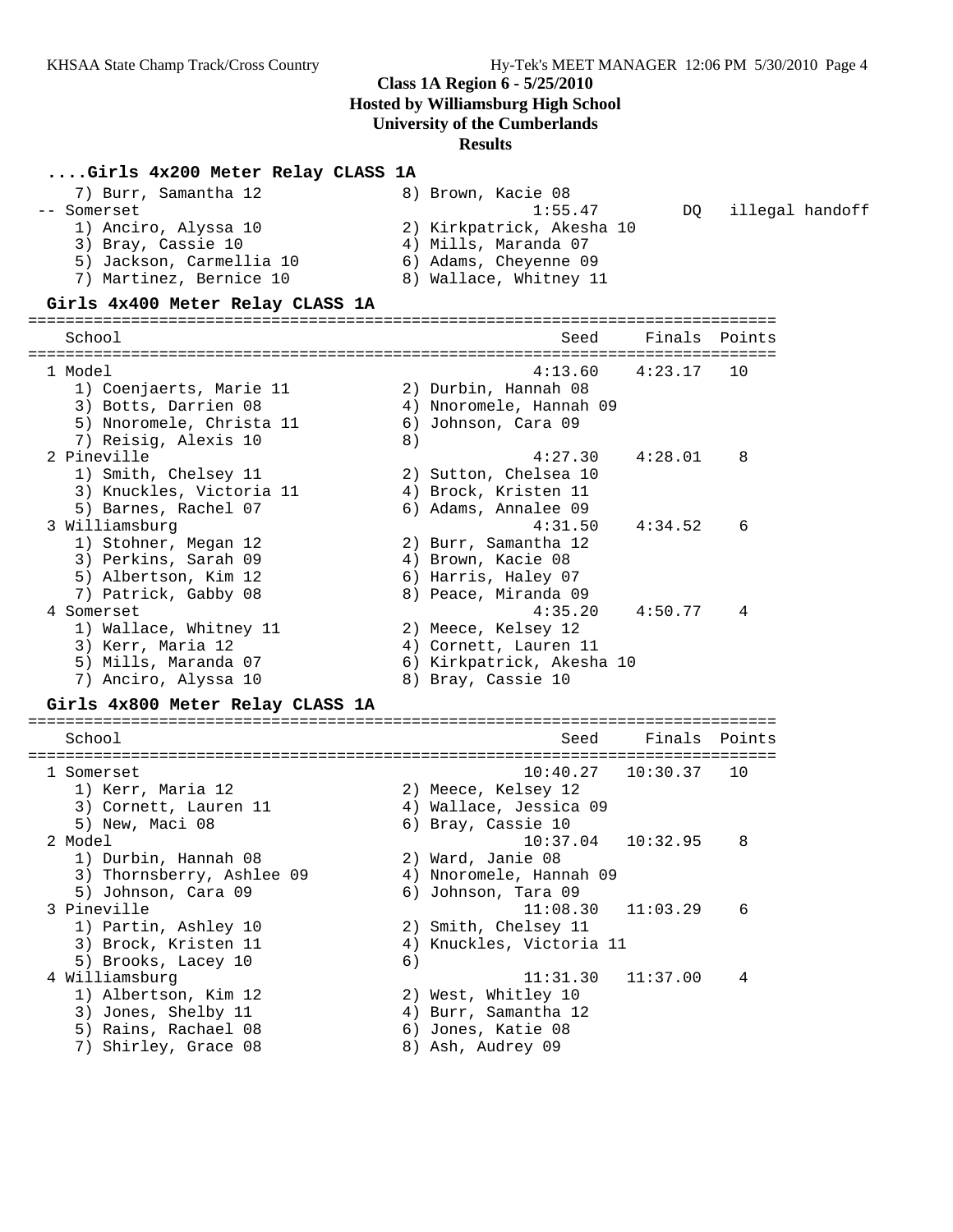**Class 1A Region 6 - 5/25/2010**
**Hosted by Williamsburg High School**
**University of the Cumberlands**
**Results**

### ....Girls 4x200 Meter Relay CLASS 1A

```
    7) Burr, Samantha 12              8) Brown, Kacie 08
 -- Somerset                                 1:55.47         DQ   illegal handoff
    1) Anciro, Alyssa 10              2) Kirkpatrick, Akesha 10
    3) Bray, Cassie 10                4) Mills, Maranda 07
    5) Jackson, Carmellia 10          6) Adams, Cheyenne 09
    7) Martinez, Bernice 10           8) Wallace, Whitney 11
```

### Girls 4x400 Meter Relay CLASS 1A

```
================================================================================
   School                                            Seed     Finals  Points
================================================================================
  1 Model                                         4:13.60    4:23.17   10
     1) Coenjaerts, Marie 11          2) Durbin, Hannah 08
     3) Botts, Darrien 08             4) Nnoromele, Hannah 09
     5) Nnoromele, Christa 11         6) Johnson, Cara 09
     7) Reisig, Alexis 10             8)
  2 Pineville                                     4:27.30    4:28.01    8
     1) Smith, Chelsey 11             2) Sutton, Chelsea 10
     3) Knuckles, Victoria 11         4) Brock, Kristen 11
     5) Barnes, Rachel 07             6) Adams, Annalee 09
  3 Williamsburg                                  4:31.50    4:34.52    6
     1) Stohner, Megan 12             2) Burr, Samantha 12
     3) Perkins, Sarah 09             4) Brown, Kacie 08
     5) Albertson, Kim 12             6) Harris, Haley 07
     7) Patrick, Gabby 08             8) Peace, Miranda 09
  4 Somerset                                      4:35.20    4:50.77    4
     1) Wallace, Whitney 11           2) Meece, Kelsey 12
     3) Kerr, Maria 12                4) Cornett, Lauren 11
     5) Mills, Maranda 07             6) Kirkpatrick, Akesha 10
     7) Anciro, Alyssa 10             8) Bray, Cassie 10
```

### Girls 4x800 Meter Relay CLASS 1A

```
================================================================================
   School                                            Seed     Finals  Points
================================================================================
  1 Somerset                                     10:40.27   10:30.37   10
     1) Kerr, Maria 12                2) Meece, Kelsey 12
     3) Cornett, Lauren 11            4) Wallace, Jessica 09
     5) New, Maci 08                  6) Bray, Cassie 10
  2 Model                                        10:37.04   10:32.95    8
     1) Durbin, Hannah 08             2) Ward, Janie 08
     3) Thornsberry, Ashlee 09        4) Nnoromele, Hannah 09
     5) Johnson, Cara 09              6) Johnson, Tara 09
  3 Pineville                                    11:08.30   11:03.29    6
     1) Partin, Ashley 10             2) Smith, Chelsey 11
     3) Brock, Kristen 11             4) Knuckles, Victoria 11
     5) Brooks, Lacey 10              6)
  4 Williamsburg                                 11:31.30   11:37.00    4
     1) Albertson, Kim 12             2) West, Whitley 10
     3) Jones, Shelby 11              4) Burr, Samantha 12
     5) Rains, Rachael 08             6) Jones, Katie 08
     7) Shirley, Grace 08             8) Ash, Audrey 09
```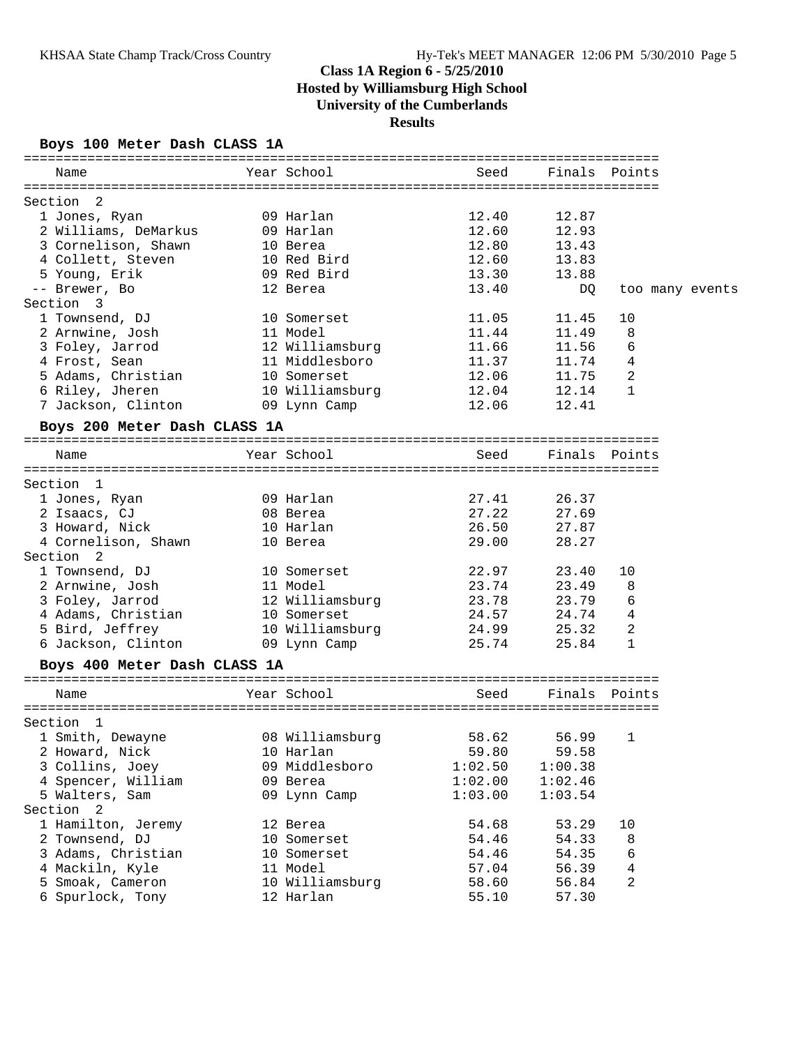**Class 1A Region 6 - 5/25/2010**
**Hosted by Williamsburg High School**
**University of the Cumberlands**
**Results**

### Boys 100 Meter Dash CLASS 1A

| Name | Year | School | Seed | Finals | Points |
|---|---|---|---|---|---|
| **Section 2** | | | | | |
| 1 Jones, Ryan | 09 | Harlan | 12.40 | 12.87 | |
| 2 Williams, DeMarkus | 09 | Harlan | 12.60 | 12.93 | |
| 3 Cornelison, Shawn | 10 | Berea | 12.80 | 13.43 | |
| 4 Collett, Steven | 10 | Red Bird | 12.60 | 13.83 | |
| 5 Young, Erik | 09 | Red Bird | 13.30 | 13.88 | |
| -- Brewer, Bo | 12 | Berea | 13.40 | DQ | too many events |
| **Section 3** | | | | | |
| 1 Townsend, DJ | 10 | Somerset | 11.05 | 11.45 | 10 |
| 2 Arnwine, Josh | 11 | Model | 11.44 | 11.49 | 8 |
| 3 Foley, Jarrod | 12 | Williamsburg | 11.66 | 11.56 | 6 |
| 4 Frost, Sean | 11 | Middlesboro | 11.37 | 11.74 | 4 |
| 5 Adams, Christian | 10 | Somerset | 12.06 | 11.75 | 2 |
| 6 Riley, Jheren | 10 | Williamsburg | 12.04 | 12.14 | 1 |
| 7 Jackson, Clinton | 09 | Lynn Camp | 12.06 | 12.41 | |

### Boys 200 Meter Dash CLASS 1A

| Name | Year | School | Seed | Finals | Points |
|---|---|---|---|---|---|
| **Section 1** | | | | | |
| 1 Jones, Ryan | 09 | Harlan | 27.41 | 26.37 | |
| 2 Isaacs, CJ | 08 | Berea | 27.22 | 27.69 | |
| 3 Howard, Nick | 10 | Harlan | 26.50 | 27.87 | |
| 4 Cornelison, Shawn | 10 | Berea | 29.00 | 28.27 | |
| **Section 2** | | | | | |
| 1 Townsend, DJ | 10 | Somerset | 22.97 | 23.40 | 10 |
| 2 Arnwine, Josh | 11 | Model | 23.74 | 23.49 | 8 |
| 3 Foley, Jarrod | 12 | Williamsburg | 23.78 | 23.79 | 6 |
| 4 Adams, Christian | 10 | Somerset | 24.57 | 24.74 | 4 |
| 5 Bird, Jeffrey | 10 | Williamsburg | 24.99 | 25.32 | 2 |
| 6 Jackson, Clinton | 09 | Lynn Camp | 25.74 | 25.84 | 1 |

### Boys 400 Meter Dash CLASS 1A

| Name | Year | School | Seed | Finals | Points |
|---|---|---|---|---|---|
| **Section 1** | | | | | |
| 1 Smith, Dewayne | 08 | Williamsburg | 58.62 | 56.99 | 1 |
| 2 Howard, Nick | 10 | Harlan | 59.80 | 59.58 | |
| 3 Collins, Joey | 09 | Middlesboro | 1:02.50 | 1:00.38 | |
| 4 Spencer, William | 09 | Berea | 1:02.00 | 1:02.46 | |
| 5 Walters, Sam | 09 | Lynn Camp | 1:03.00 | 1:03.54 | |
| **Section 2** | | | | | |
| 1 Hamilton, Jeremy | 12 | Berea | 54.68 | 53.29 | 10 |
| 2 Townsend, DJ | 10 | Somerset | 54.46 | 54.33 | 8 |
| 3 Adams, Christian | 10 | Somerset | 54.46 | 54.35 | 6 |
| 4 Mackiln, Kyle | 11 | Model | 57.04 | 56.39 | 4 |
| 5 Smoak, Cameron | 10 | Williamsburg | 58.60 | 56.84 | 2 |
| 6 Spurlock, Tony | 12 | Harlan | 55.10 | 57.30 | |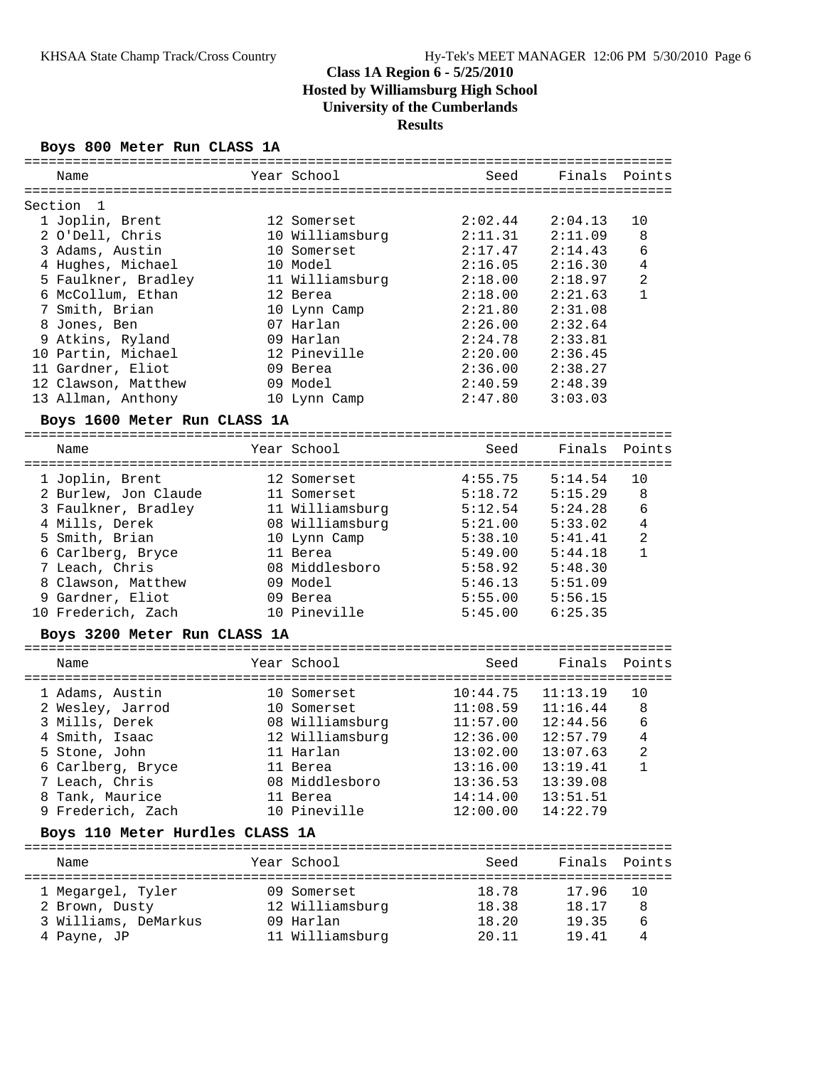# Class 1A Region 6 - 5/25/2010

## Hosted by Williamsburg High School

## University of the Cumberlands

## Results

### Boys 800 Meter Run CLASS 1A

Section 1

| | Name | Year | School | Seed | Finals | Points |
|---|---|---|---|---|---|---|
| 1 | Joplin, Brent | 12 | Somerset | 2:02.44 | 2:04.13 | 10 |
| 2 | O'Dell, Chris | 10 | Williamsburg | 2:11.31 | 2:11.09 | 8 |
| 3 | Adams, Austin | 10 | Somerset | 2:17.47 | 2:14.43 | 6 |
| 4 | Hughes, Michael | 10 | Model | 2:16.05 | 2:16.30 | 4 |
| 5 | Faulkner, Bradley | 11 | Williamsburg | 2:18.00 | 2:18.97 | 2 |
| 6 | McCollum, Ethan | 12 | Berea | 2:18.00 | 2:21.63 | 1 |
| 7 | Smith, Brian | 10 | Lynn Camp | 2:21.80 | 2:31.08 | |
| 8 | Jones, Ben | 07 | Harlan | 2:26.00 | 2:32.64 | |
| 9 | Atkins, Ryland | 09 | Harlan | 2:24.78 | 2:33.81 | |
| 10 | Partin, Michael | 12 | Pineville | 2:20.00 | 2:36.45 | |
| 11 | Gardner, Eliot | 09 | Berea | 2:36.00 | 2:38.27 | |
| 12 | Clawson, Matthew | 09 | Model | 2:40.59 | 2:48.39 | |
| 13 | Allman, Anthony | 10 | Lynn Camp | 2:47.80 | 3:03.03 | |

### Boys 1600 Meter Run CLASS 1A

| | Name | Year | School | Seed | Finals | Points |
|---|---|---|---|---|---|---|
| 1 | Joplin, Brent | 12 | Somerset | 4:55.75 | 5:14.54 | 10 |
| 2 | Burlew, Jon Claude | 11 | Somerset | 5:18.72 | 5:15.29 | 8 |
| 3 | Faulkner, Bradley | 11 | Williamsburg | 5:12.54 | 5:24.28 | 6 |
| 4 | Mills, Derek | 08 | Williamsburg | 5:21.00 | 5:33.02 | 4 |
| 5 | Smith, Brian | 10 | Lynn Camp | 5:38.10 | 5:41.41 | 2 |
| 6 | Carlberg, Bryce | 11 | Berea | 5:49.00 | 5:44.18 | 1 |
| 7 | Leach, Chris | 08 | Middlesboro | 5:58.92 | 5:48.30 | |
| 8 | Clawson, Matthew | 09 | Model | 5:46.13 | 5:51.09 | |
| 9 | Gardner, Eliot | 09 | Berea | 5:55.00 | 5:56.15 | |
| 10 | Frederich, Zach | 10 | Pineville | 5:45.00 | 6:25.35 | |

### Boys 3200 Meter Run CLASS 1A

| | Name | Year | School | Seed | Finals | Points |
|---|---|---|---|---|---|---|
| 1 | Adams, Austin | 10 | Somerset | 10:44.75 | 11:13.19 | 10 |
| 2 | Wesley, Jarrod | 10 | Somerset | 11:08.59 | 11:16.44 | 8 |
| 3 | Mills, Derek | 08 | Williamsburg | 11:57.00 | 12:44.56 | 6 |
| 4 | Smith, Isaac | 12 | Williamsburg | 12:36.00 | 12:57.79 | 4 |
| 5 | Stone, John | 11 | Harlan | 13:02.00 | 13:07.63 | 2 |
| 6 | Carlberg, Bryce | 11 | Berea | 13:16.00 | 13:19.41 | 1 |
| 7 | Leach, Chris | 08 | Middlesboro | 13:36.53 | 13:39.08 | |
| 8 | Tank, Maurice | 11 | Berea | 14:14.00 | 13:51.51 | |
| 9 | Frederich, Zach | 10 | Pineville | 12:00.00 | 14:22.79 | |

### Boys 110 Meter Hurdles CLASS 1A

| | Name | Year | School | Seed | Finals | Points |
|---|---|---|---|---|---|---|
| 1 | Megargel, Tyler | 09 | Somerset | 18.78 | 17.96 | 10 |
| 2 | Brown, Dusty | 12 | Williamsburg | 18.38 | 18.17 | 8 |
| 3 | Williams, DeMarkus | 09 | Harlan | 18.20 | 19.35 | 6 |
| 4 | Payne, JP | 11 | Williamsburg | 20.11 | 19.41 | 4 |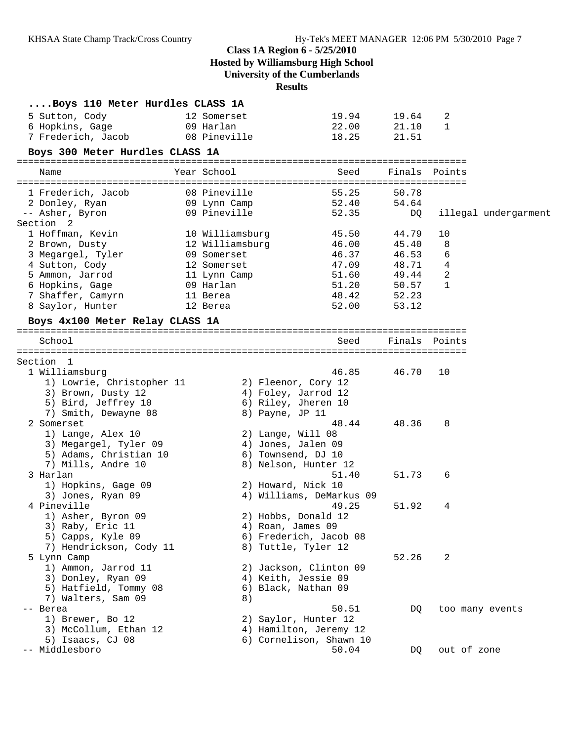Class 1A Region 6 - 5/25/2010
Hosted by Williamsburg High School
University of the Cumberlands
**Results**

### ....Boys 110 Meter Hurdles CLASS 1A

| Name | Year | School | Seed | Finals | Points |
|---|---|---|---|---|---|
| 5 Sutton, Cody | 12 | Somerset | 19.94 | 19.64 | 2 |
| 6 Hopkins, Gage | 09 | Harlan | 22.00 | 21.10 | 1 |
| 7 Frederich, Jacob | 08 | Pineville | 18.25 | 21.51 | |

### Boys 300 Meter Hurdles CLASS 1A

| Name | Year | School | Seed | Finals | Points |
|---|---|---|---|---|---|
| 1 Frederich, Jacob | 08 | Pineville | 55.25 | 50.78 | |
| 2 Donley, Ryan | 09 | Lynn Camp | 52.40 | 54.64 | |
| -- Asher, Byron | 09 | Pineville | 52.35 | DQ | illegal undergarment |
| **Section 2** | | | | | |
| 1 Hoffman, Kevin | 10 | Williamsburg | 45.50 | 44.79 | 10 |
| 2 Brown, Dusty | 12 | Williamsburg | 46.00 | 45.40 | 8 |
| 3 Megargel, Tyler | 09 | Somerset | 46.37 | 46.53 | 6 |
| 4 Sutton, Cody | 12 | Somerset | 47.09 | 48.71 | 4 |
| 5 Ammon, Jarrod | 11 | Lynn Camp | 51.60 | 49.44 | 2 |
| 6 Hopkins, Gage | 09 | Harlan | 51.20 | 50.57 | 1 |
| 7 Shaffer, Camyrn | 11 | Berea | 48.42 | 52.23 | |
| 8 Saylor, Hunter | 12 | Berea | 52.00 | 53.12 | |

### Boys 4x100 Meter Relay CLASS 1A

| School | Seed | Finals | Points |
|---|---|---|---|
| **Section 1** | | | |
| 1 Williamsburg | 46.85 | 46.70 | 10 |
| 2 Somerset | 48.44 | 48.36 | 8 |
| 3 Harlan | 51.40 | 51.73 | 6 |
| 4 Pineville | 49.25 | 51.92 | 4 |
| 5 Lynn Camp | | 52.26 | 2 |
| -- Berea | 50.51 | DQ | too many events |
| -- Middlesboro | 50.04 | DQ | out of zone |

**1 Williamsburg:** 1) Lowrie, Christopher 11; 2) Fleenor, Cory 12; 3) Brown, Dusty 12; 4) Foley, Jarrod 12; 5) Bird, Jeffrey 10; 6) Riley, Jheren 10; 7) Smith, Dewayne 08; 8) Payne, JP 11

**2 Somerset:** 1) Lange, Alex 10; 2) Lange, Will 08; 3) Megargel, Tyler 09; 4) Jones, Jalen 09; 5) Adams, Christian 10; 6) Townsend, DJ 10; 7) Mills, Andre 10; 8) Nelson, Hunter 12

**3 Harlan:** 1) Hopkins, Gage 09; 2) Howard, Nick 10; 3) Jones, Ryan 09; 4) Williams, DeMarkus 09

**4 Pineville:** 1) Asher, Byron 09; 2) Hobbs, Donald 12; 3) Raby, Eric 11; 4) Roan, James 09; 5) Capps, Kyle 09; 6) Frederich, Jacob 08; 7) Hendrickson, Cody 11; 8) Tuttle, Tyler 12

**5 Lynn Camp:** 1) Ammon, Jarrod 11; 2) Jackson, Clinton 09; 3) Donley, Ryan 09; 4) Keith, Jessie 09; 5) Hatfield, Tommy 08; 6) Black, Nathan 09; 7) Walters, Sam 09; 8)

**-- Berea:** 1) Brewer, Bo 12; 2) Saylor, Hunter 12; 3) McCollum, Ethan 12; 4) Hamilton, Jeremy 12; 5) Isaacs, CJ 08; 6) Cornelison, Shawn 10

**-- Middlesboro**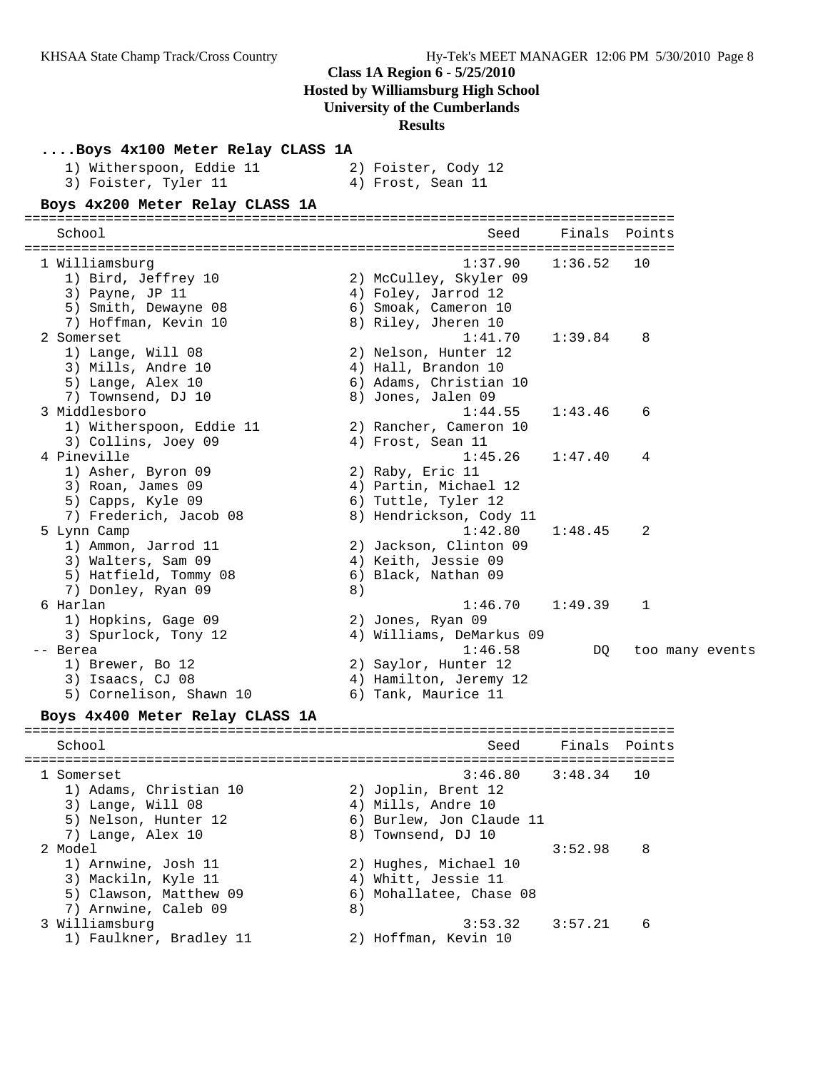## Class 1A Region 6 - 5/25/2010
## Hosted by Williamsburg High School
## University of the Cumberlands
## Results

### ....Boys 4x100 Meter Relay CLASS 1A

```
   1) Witherspoon, Eddie 11          2) Foister, Cody 12
   3) Foister, Tyler 11              4) Frost, Sean 11
```

### Boys 4x200 Meter Relay CLASS 1A

```
================================================================================
   School                                               Seed     Finals  Points
================================================================================
  1 Williamsburg                                     1:37.90    1:36.52   10
     1) Bird, Jeffrey 10               2) McCulley, Skyler 09
     3) Payne, JP 11                   4) Foley, Jarrod 12
     5) Smith, Dewayne 08              6) Smoak, Cameron 10
     7) Hoffman, Kevin 10              8) Riley, Jheren 10
  2 Somerset                                         1:41.70    1:39.84    8
     1) Lange, Will 08                 2) Nelson, Hunter 12
     3) Mills, Andre 10                4) Hall, Brandon 10
     5) Lange, Alex 10                 6) Adams, Christian 10
     7) Townsend, DJ 10                8) Jones, Jalen 09
  3 Middlesboro                                      1:44.55    1:43.46    6
     1) Witherspoon, Eddie 11          2) Rancher, Cameron 10
     3) Collins, Joey 09               4) Frost, Sean 11
  4 Pineville                                        1:45.26    1:47.40    4
     1) Asher, Byron 09                2) Raby, Eric 11
     3) Roan, James 09                 4) Partin, Michael 12
     5) Capps, Kyle 09                 6) Tuttle, Tyler 12
     7) Frederich, Jacob 08            8) Hendrickson, Cody 11
  5 Lynn Camp                                        1:42.80    1:48.45    2
     1) Ammon, Jarrod 11               2) Jackson, Clinton 09
     3) Walters, Sam 09                4) Keith, Jessie 09
     5) Hatfield, Tommy 08             6) Black, Nathan 09
     7) Donley, Ryan 09                8)
  6 Harlan                                           1:46.70    1:49.39    1
     1) Hopkins, Gage 09               2) Jones, Ryan 09
     3) Spurlock, Tony 12              4) Williams, DeMarkus 09
 -- Berea                                            1:46.58         DQ   too many events
     1) Brewer, Bo 12                  2) Saylor, Hunter 12
     3) Isaacs, CJ 08                  4) Hamilton, Jeremy 12
     5) Cornelison, Shawn 10           6) Tank, Maurice 11
```

### Boys 4x400 Meter Relay CLASS 1A

```
================================================================================
   School                                               Seed     Finals  Points
================================================================================
  1 Somerset                                         3:46.80    3:48.34   10
     1) Adams, Christian 10            2) Joplin, Brent 12
     3) Lange, Will 08                 4) Mills, Andre 10
     5) Nelson, Hunter 12              6) Burlew, Jon Claude 11
     7) Lange, Alex 10                 8) Townsend, DJ 10
  2 Model                                                       3:52.98    8
     1) Arnwine, Josh 11               2) Hughes, Michael 10
     3) Mackiln, Kyle 11               4) Whitt, Jessie 11
     5) Clawson, Matthew 09            6) Mohallatee, Chase 08
     7) Arnwine, Caleb 09              8)
  3 Williamsburg                                     3:53.32    3:57.21    6
     1) Faulkner, Bradley 11           2) Hoffman, Kevin 10
```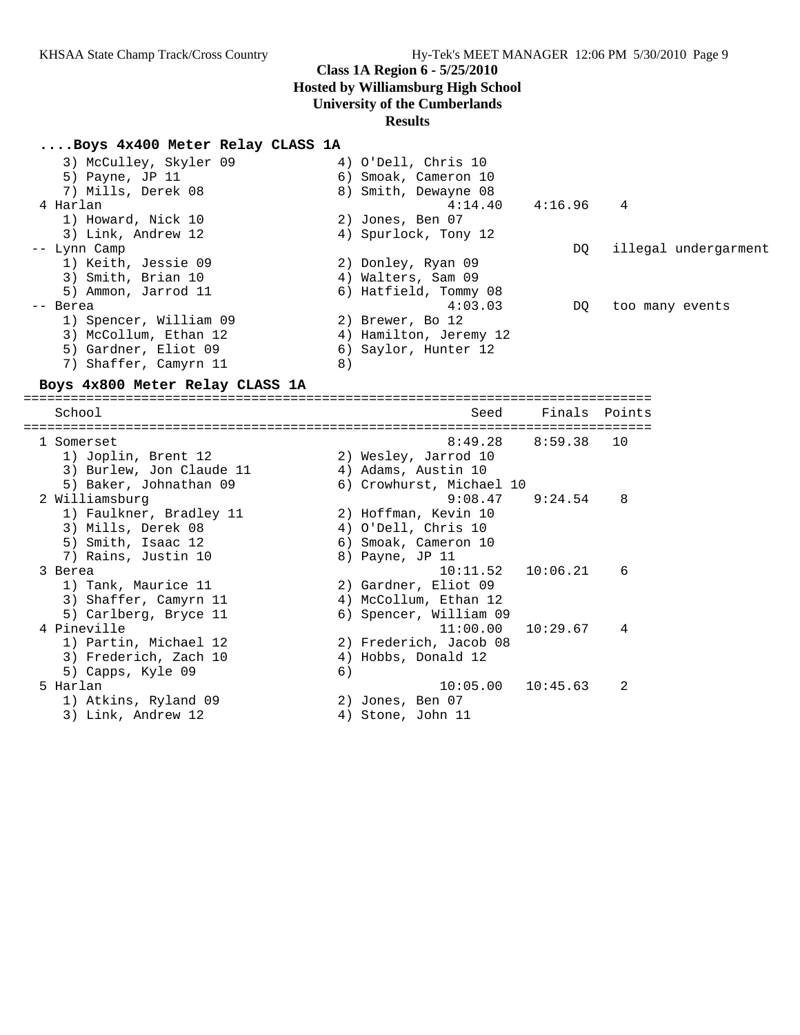**Class 1A Region 6 - 5/25/2010**
**Hosted by Williamsburg High School**
**University of the Cumberlands**
**Results**

### ....Boys 4x400 Meter Relay CLASS 1A

```
   3) McCulley, Skyler 09            4) O'Dell, Chris 10
   5) Payne, JP 11                   6) Smoak, Cameron 10
   7) Mills, Derek 08                8) Smith, Dewayne 08
 4 Harlan                                    4:14.40    4:16.96    4
   1) Howard, Nick 10                2) Jones, Ben 07
   3) Link, Andrew 12                4) Spurlock, Tony 12
-- Lynn Camp                                                 DQ   illegal undergarment
   1) Keith, Jessie 09               2) Donley, Ryan 09
   3) Smith, Brian 10                4) Walters, Sam 09
   5) Ammon, Jarrod 11               6) Hatfield, Tommy 08
-- Berea                                     4:03.03         DQ   too many events
   1) Spencer, William 09            2) Brewer, Bo 12
   3) McCollum, Ethan 12             4) Hamilton, Jeremy 12
   5) Gardner, Eliot 09              6) Saylor, Hunter 12
   7) Shaffer, Camyrn 11             8)
```

### Boys 4x800 Meter Relay CLASS 1A

```
================================================================================
   School                                       Seed     Finals  Points
================================================================================
 1 Somerset                                  8:49.28    8:59.38   10
   1) Joplin, Brent 12               2) Wesley, Jarrod 10
   3) Burlew, Jon Claude 11          4) Adams, Austin 10
   5) Baker, Johnathan 09            6) Crowhurst, Michael 10
 2 Williamsburg                              9:08.47    9:24.54    8
   1) Faulkner, Bradley 11           2) Hoffman, Kevin 10
   3) Mills, Derek 08                4) O'Dell, Chris 10
   5) Smith, Isaac 12                6) Smoak, Cameron 10
   7) Rains, Justin 10               8) Payne, JP 11
 3 Berea                                    10:11.52   10:06.21    6
   1) Tank, Maurice 11               2) Gardner, Eliot 09
   3) Shaffer, Camyrn 11             4) McCollum, Ethan 12
   5) Carlberg, Bryce 11             6) Spencer, William 09
 4 Pineville                                11:00.00   10:29.67    4
   1) Partin, Michael 12             2) Frederich, Jacob 08
   3) Frederich, Zach 10             4) Hobbs, Donald 12
   5) Capps, Kyle 09                 6)
 5 Harlan                                   10:05.00   10:45.63    2
   1) Atkins, Ryland 09              2) Jones, Ben 07
   3) Link, Andrew 12                4) Stone, John 11
```